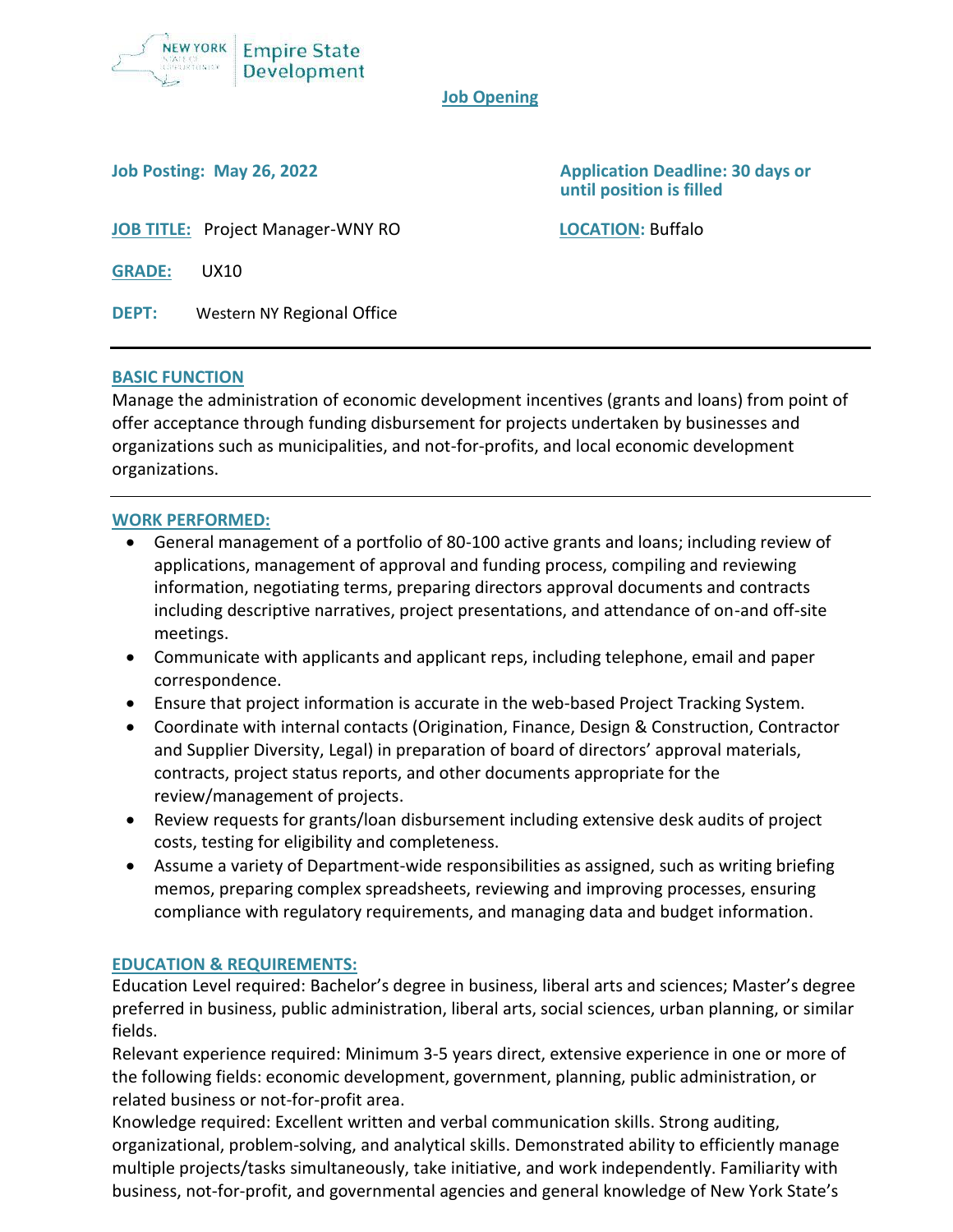NEW YORK STATE OF OPPORTUNITY | Empire State Development

**Job Opening**

**Job Posting: May 26, 2022**

**Application Deadline: 30 days or until position is filled**

**JOB TITLE:** Project Manager-WNY RO

**LOCATION:** Buffalo

**GRADE:** UX10

**DEPT:** Western NY Regional Office

---

## BASIC FUNCTION

Manage the administration of economic development incentives (grants and loans) from point of offer acceptance through funding disbursement for projects undertaken by businesses and organizations such as municipalities, and not-for-profits, and local economic development organizations.

---

## WORK PERFORMED:

- General management of a portfolio of 80-100 active grants and loans; including review of applications, management of approval and funding process, compiling and reviewing information, negotiating terms, preparing directors approval documents and contracts including descriptive narratives, project presentations, and attendance of on-and off-site meetings.
- Communicate with applicants and applicant reps, including telephone, email and paper correspondence.
- Ensure that project information is accurate in the web-based Project Tracking System.
- Coordinate with internal contacts (Origination, Finance, Design & Construction, Contractor and Supplier Diversity, Legal) in preparation of board of directors' approval materials, contracts, project status reports, and other documents appropriate for the review/management of projects.
- Review requests for grants/loan disbursement including extensive desk audits of project costs, testing for eligibility and completeness.
- Assume a variety of Department-wide responsibilities as assigned, such as writing briefing memos, preparing complex spreadsheets, reviewing and improving processes, ensuring compliance with regulatory requirements, and managing data and budget information.

## EDUCATION & REQUIREMENTS:

Education Level required: Bachelor's degree in business, liberal arts and sciences; Master's degree preferred in business, public administration, liberal arts, social sciences, urban planning, or similar fields.

Relevant experience required: Minimum 3-5 years direct, extensive experience in one or more of the following fields: economic development, government, planning, public administration, or related business or not-for-profit area.

Knowledge required: Excellent written and verbal communication skills. Strong auditing, organizational, problem-solving, and analytical skills. Demonstrated ability to efficiently manage multiple projects/tasks simultaneously, take initiative, and work independently. Familiarity with business, not-for-profit, and governmental agencies and general knowledge of New York State's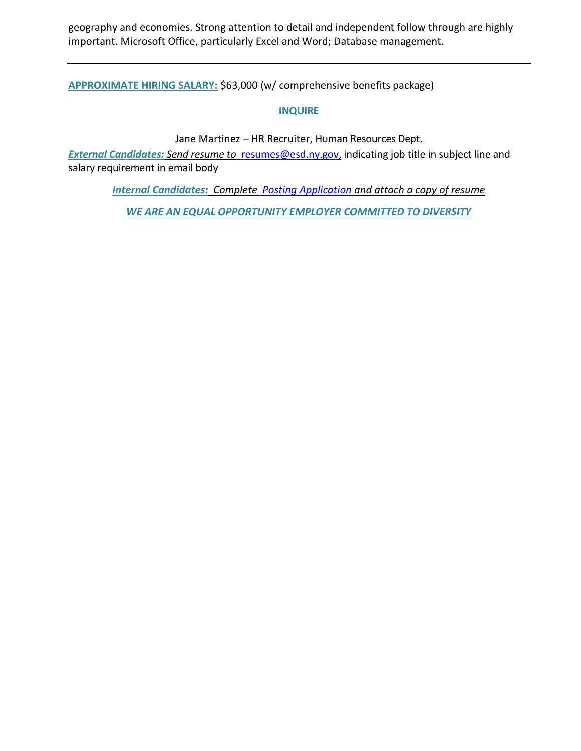geography and economies. Strong attention to detail and independent follow through are highly important. Microsoft Office, particularly Excel and Word; Database management.

---

**APPROXIMATE HIRING SALARY:** $63,000 (w/ comprehensive benefits package)

**INQUIRE**

Jane Martinez – HR Recruiter, Human Resources Dept.

***External Candidates:*** *Send resume to* resumes@esd.ny.gov, indicating job title in subject line and salary requirement in email body

***Internal Candidates:*** *Complete* *Posting Application* *and attach a copy of resume*

***WE ARE AN EQUAL OPPORTUNITY EMPLOYER COMMITTED TO DIVERSITY***